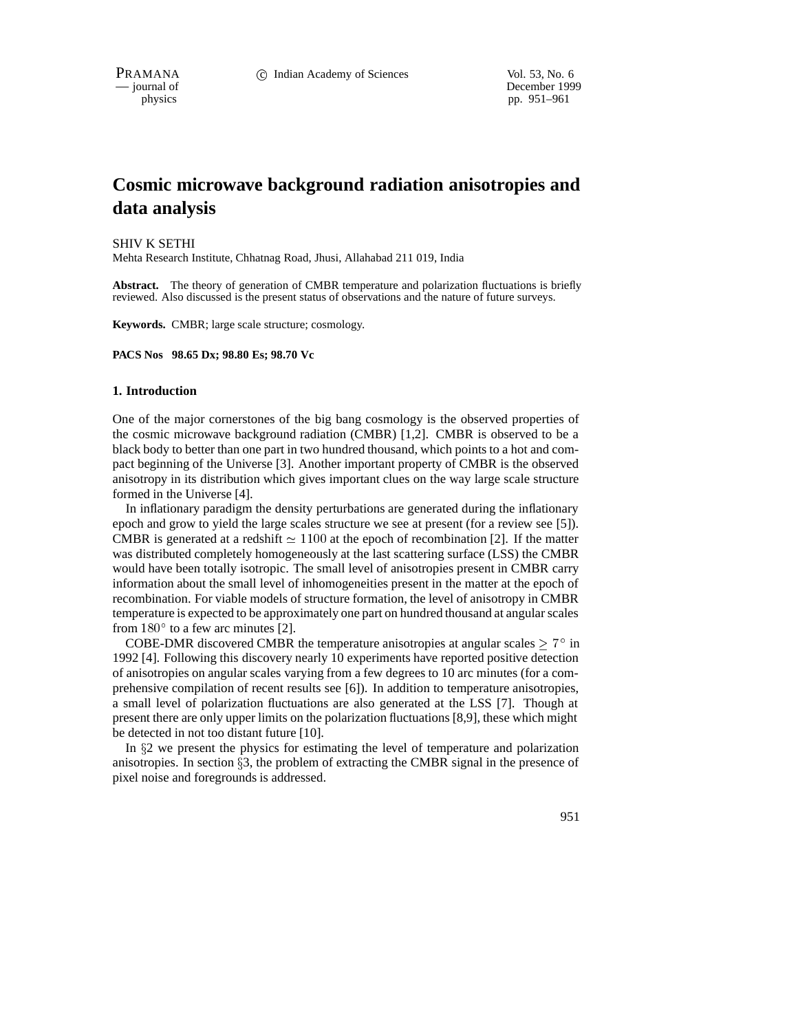# Cosmic microwave background radiation anisotropies and data analysis

SHIV K SETHI

Mehta Research Institute, Chhatnag Road, Jhusi, Allahabad 211 019, India

**Abstract.** The theory of generation of CMBR temperature and polarization fluctuations is briefly reviewed. Also discussed is the present status of observations and the nature of future surveys.

**Keywords.** CMBR; large scale structure; cosmology.

**PACS Nos 98.65 Dx; 98.80 Es; 98.70 Vc**

## 1. Introduction

One of the major cornerstones of the big bang cosmology is the observed properties of the cosmic microwave background radiation (CMBR) [1,2]. CMBR is observed to be a black body to better than one part in two hundred thousand, which points to a hot and compact beginning of the Universe [3]. Another important property of CMBR is the observed anisotropy in its distribution which gives important clues on the way large scale structure formed in the Universe [4].

In inflationary paradigm the density perturbations are generated during the inflationary epoch and grow to yield the large scales structure we see at present (for a review see [5]). CMBR is generated at a redshift $\simeq 1100$ at the epoch of recombination [2]. If the matter was distributed completely homogeneously at the last scattering surface (LSS) the CMBR would have been totally isotropic. The small level of anisotropies present in CMBR carry information about the small level of inhomogeneities present in the matter at the epoch of recombination. For viable models of structure formation, the level of anisotropy in CMBR temperature is expected to be approximately one part on hundred thousand at angular scales from $180^\circ$ to a few arc minutes [2].

COBE-DMR discovered CMBR the temperature anisotropies at angular scales $\geq 7^\circ$ in 1992 [4]. Following this discovery nearly 10 experiments have reported positive detection of anisotropies on angular scales varying from a few degrees to 10 arc minutes (for a comprehensive compilation of recent results see [6]). In addition to temperature anisotropies, a small level of polarization fluctuations are also generated at the LSS [7]. Though at present there are only upper limits on the polarization fluctuations [8,9], these which might be detected in not too distant future [10].

In §2 we present the physics for estimating the level of temperature and polarization anisotropies. In section §3, the problem of extracting the CMBR signal in the presence of pixel noise and foregrounds is addressed.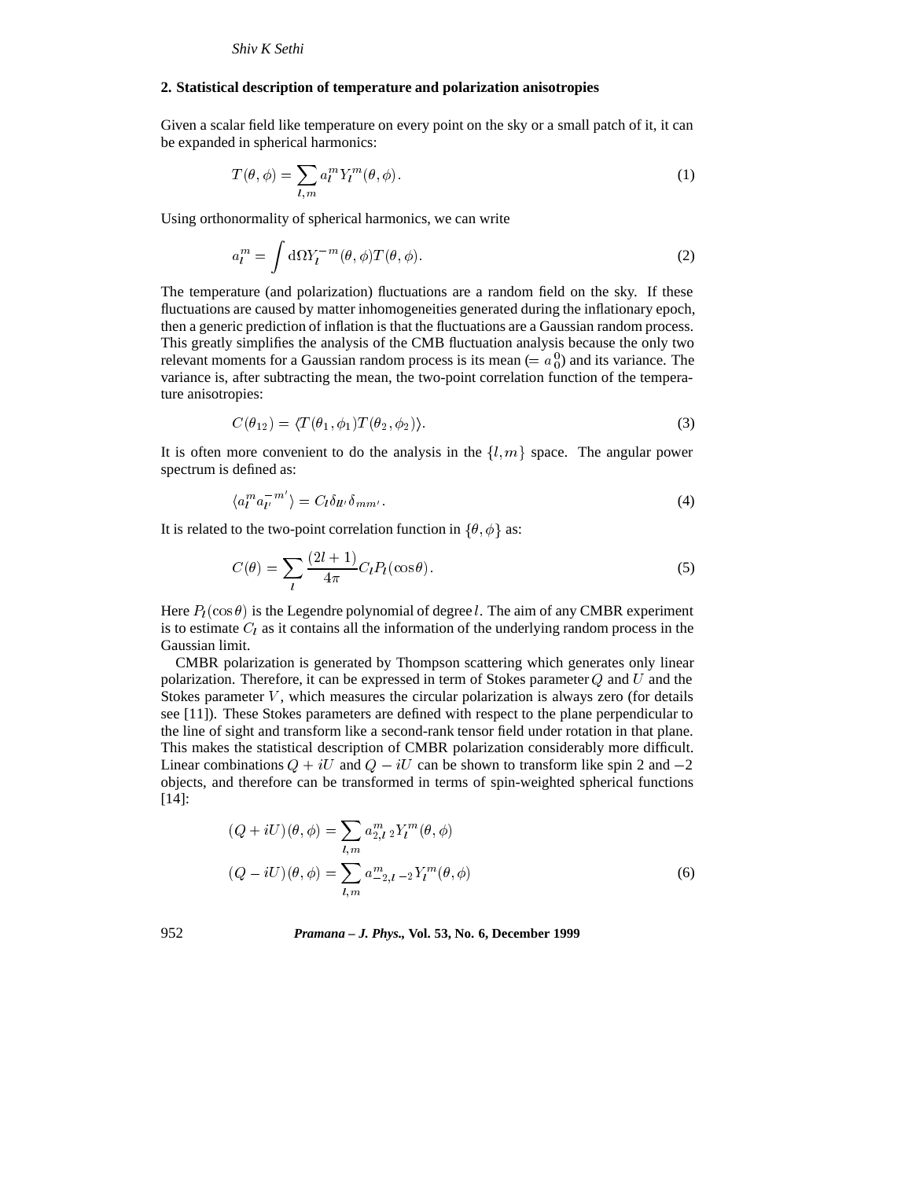## 2. Statistical description of temperature and polarization anisotropies

Given a scalar field like temperature on every point on the sky or a small patch of it, it can be expanded in spherical harmonics:

$$T(\theta, \phi) = \sum_{l,m} a_l^m Y_l^m(\theta, \phi). \tag{1}$$

Using orthonormality of spherical harmonics, we can write

$$a_l^m = \int \mathrm{d}\Omega Y_l^{-m}(\theta, \phi) T(\theta, \phi). \tag{2}$$

The temperature (and polarization) fluctuations are a random field on the sky. If these fluctuations are caused by matter inhomogeneities generated during the inflationary epoch, then a generic prediction of inflation is that the fluctuations are a Gaussian random process. This greatly simplifies the analysis of the CMB fluctuation analysis because the only two relevant moments for a Gaussian random process is its mean ($= a_0^0$) and its variance. The variance is, after subtracting the mean, the two-point correlation function of the temperature anisotropies:

$$C(\theta_{12}) = \langle T(\theta_1, \phi_1) T(\theta_2, \phi_2) \rangle. \tag{3}$$

It is often more convenient to do the analysis in the $\{l, m\}$ space. The angular power spectrum is defined as:

$$\langle a_l^m a_{l'}^{-m'} \rangle = C_l \delta_{ll'} \delta_{mm'}. \tag{4}$$

It is related to the two-point correlation function in $\{\theta, \phi\}$ as:

$$C(\theta) = \sum_l \frac{(2l+1)}{4\pi} C_l P_l(\cos\theta). \tag{5}$$

Here $P_l(\cos\theta)$ is the Legendre polynomial of degree $l$. The aim of any CMBR experiment is to estimate $C_l$ as it contains all the information of the underlying random process in the Gaussian limit.

CMBR polarization is generated by Thompson scattering which generates only linear polarization. Therefore, it can be expressed in term of Stokes parameter $Q$ and $U$ and the Stokes parameter $V$, which measures the circular polarization is always zero (for details see [11]). These Stokes parameters are defined with respect to the plane perpendicular to the line of sight and transform like a second-rank tensor field under rotation in that plane. This makes the statistical description of CMBR polarization considerably more difficult. Linear combinations $Q + iU$ and $Q - iU$ can be shown to transform like spin 2 and $-2$ objects, and therefore can be transformed in terms of spin-weighted spherical functions [14]:

$$
\begin{aligned}
(Q + iU)(\theta, \phi) &= \sum_{l,m} a_{2,l}^m \,{}_2Y_l^m(\theta, \phi) \\
(Q - iU)(\theta, \phi) &= \sum_{l,m} a_{-2,l}^m \,{}_{-2}Y_l^m(\theta, \phi)
\end{aligned} \tag{6}
$$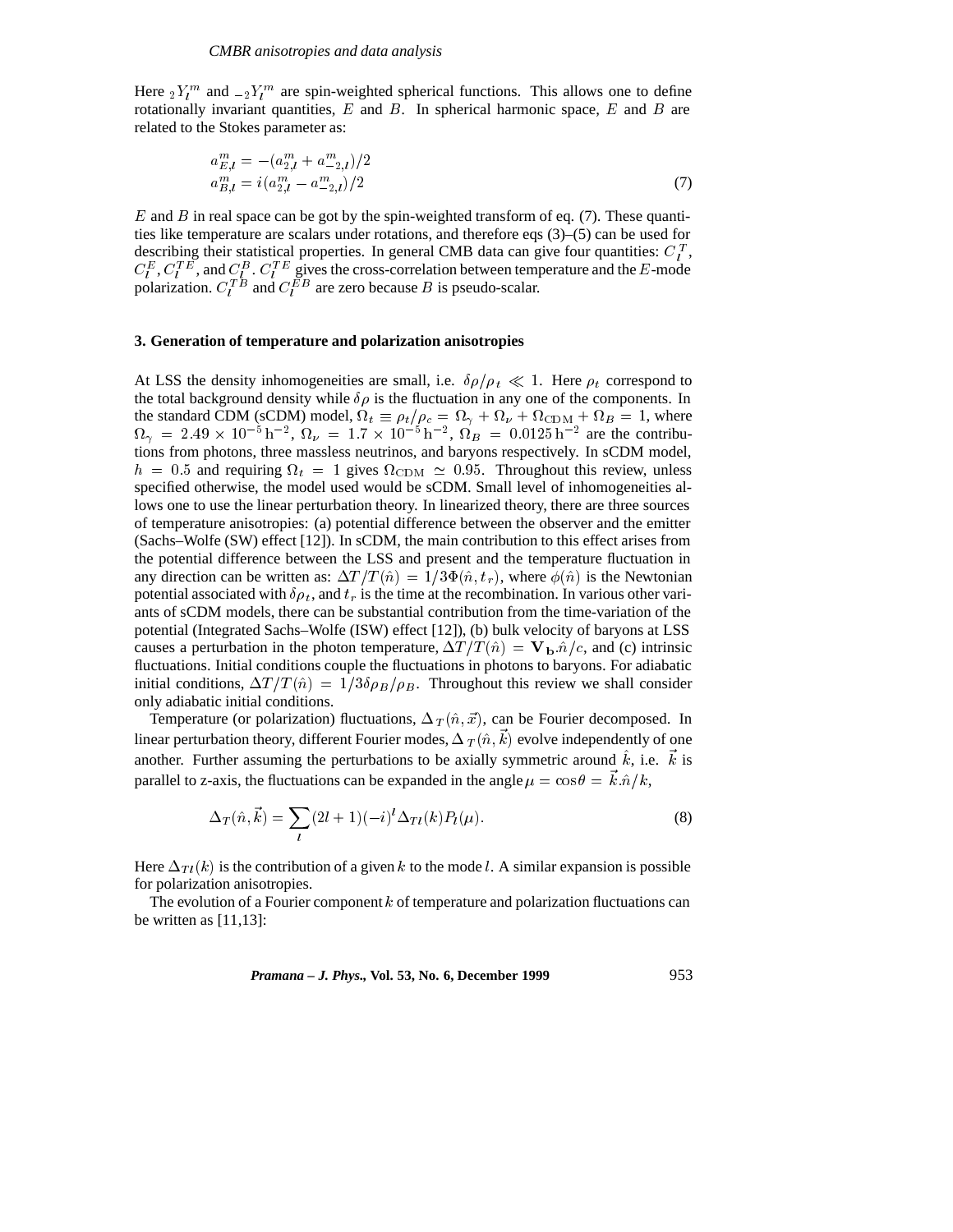Here ${}_2Y_l^m$ and ${}_{-2}Y_l^m$ are spin-weighted spherical functions. This allows one to define rotationally invariant quantities, $E$ and $B$. In spherical harmonic space, $E$ and $B$ are related to the Stokes parameter as:

$$
\begin{aligned}
a_{E,l}^m &= -(a_{2,l}^m + a_{-2,l}^m)/2 \\
a_{B,l}^m &= i(a_{2,l}^m - a_{-2,l}^m)/2
\end{aligned}
\tag{7}
$$

$E$ and $B$ in real space can be got by the spin-weighted transform of eq. (7). These quantities like temperature are scalars under rotations, and therefore eqs (3)–(5) can be used for describing their statistical properties. In general CMB data can give four quantities: $C_l^T$, $C_l^E$, $C_l^{TE}$, and $C_l^B$. $C_l^{TE}$ gives the cross-correlation between temperature and the $E$-mode polarization. $C_l^{TB}$ and $C_l^{EB}$ are zero because $B$ is pseudo-scalar.

### 3. Generation of temperature and polarization anisotropies

At LSS the density inhomogeneities are small, i.e. $\delta\rho/\rho_t \ll 1$. Here $\rho_t$ correspond to the total background density while $\delta\rho$ is the fluctuation in any one of the components. In the standard CDM (sCDM) model, $\Omega_t \equiv \rho_t/\rho_c = \Omega_\gamma + \Omega_\nu + \Omega_{\rm CDM} + \Omega_B = 1$, where $\Omega_\gamma = 2.49 \times 10^{-5}\,{\rm h}^{-2}$, $\Omega_\nu = 1.7 \times 10^{-5}\,{\rm h}^{-2}$, $\Omega_B = 0.0125\,{\rm h}^{-2}$ are the contributions from photons, three massless neutrinos, and baryons respectively. In sCDM model, $h = 0.5$ and requiring $\Omega_t = 1$ gives $\Omega_{\rm CDM} \simeq 0.95$. Throughout this review, unless specified otherwise, the model used would be sCDM. Small level of inhomogeneities allows one to use the linear perturbation theory. In linearized theory, there are three sources of temperature anisotropies: (a) potential difference between the observer and the emitter (Sachs–Wolfe (SW) effect [12]). In sCDM, the main contribution to this effect arises from the potential difference between the LSS and present and the temperature fluctuation in any direction can be written as: $\Delta T/T(\hat{n}) = 1/3\Phi(\hat{n}, t_r)$, where $\phi(\hat{n})$ is the Newtonian potential associated with $\delta\rho_t$, and $t_r$ is the time at the recombination. In various other variants of sCDM models, there can be substantial contribution from the time-variation of the potential (Integrated Sachs–Wolfe (ISW) effect [12]), (b) bulk velocity of baryons at LSS causes a perturbation in the photon temperature, $\Delta T/T(\hat{n}) = \mathbf{V_b}.\hat{n}/c$, and (c) intrinsic fluctuations. Initial conditions couple the fluctuations in photons to baryons. For adiabatic initial conditions, $\Delta T/T(\hat{n}) = 1/3\delta\rho_B/\rho_B$. Throughout this review we shall consider only adiabatic initial conditions.

Temperature (or polarization) fluctuations, $\Delta_T(\hat{n}, \vec{x})$, can be Fourier decomposed. In linear perturbation theory, different Fourier modes, $\Delta_T(\hat{n}, \vec{k})$ evolve independently of one another. Further assuming the perturbations to be axially symmetric around $\hat{k}$, i.e. $\vec{k}$ is parallel to z-axis, the fluctuations can be expanded in the angle $\mu = \cos\theta = \vec{k}.\hat{n}/k$,

$$
\Delta_T(\hat{n}, \vec{k}) = \sum_l (2l+1)(-i)^l \Delta_{Tl}(k) P_l(\mu). \tag{8}
$$

Here $\Delta_{Tl}(k)$ is the contribution of a given $k$ to the mode $l$. A similar expansion is possible for polarization anisotropies.

The evolution of a Fourier component $k$ of temperature and polarization fluctuations can be written as [11,13]: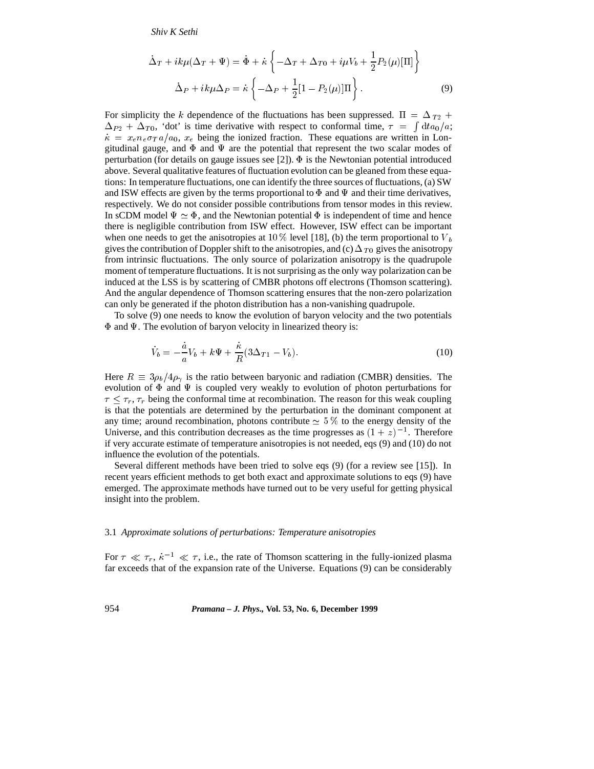$$\dot{\Delta}_T + ik\mu(\Delta_T + \Psi) = \dot{\Phi} + \dot{\kappa}\left\{-\Delta_T + \Delta_{T0} + i\mu V_b + \frac{1}{2}P_2(\mu)[\Pi]\right\}$$

$$\dot{\Delta}_P + ik\mu\Delta_P = \dot{\kappa}\left\{-\Delta_P + \frac{1}{2}[1 - P_2(\mu)]\Pi\right\}. \tag{9}$$

For simplicity the $k$ dependence of the fluctuations has been suppressed. $\Pi = \Delta_{T2} + \Delta_{P2} + \Delta_{T0}$, 'dot' is time derivative with respect to conformal time, $\tau = \int dt a_0/a$; $\dot{\kappa} = x_e n_e \sigma_T a/a_0$, $x_e$ being the ionized fraction. These equations are written in Longitudinal gauge, and $\Phi$ and $\Psi$ are the potential that represent the two scalar modes of perturbation (for details on gauge issues see [2]). $\Phi$ is the Newtonian potential introduced above. Several qualitative features of fluctuation evolution can be gleaned from these equations: In temperature fluctuations, one can identify the three sources of fluctuations, (a) SW and ISW effects are given by the terms proportional to $\Phi$ and $\Psi$ and their time derivatives, respectively. We do not consider possible contributions from tensor modes in this review. In sCDM model $\Psi \simeq \Phi$, and the Newtonian potential $\Phi$ is independent of time and hence there is negligible contribution from ISW effect. However, ISW effect can be important when one needs to get the anisotropies at $10\,\%$ level [18], (b) the term proportional to $V_b$ gives the contribution of Doppler shift to the anisotropies, and (c) $\Delta_{T0}$ gives the anisotropy from intrinsic fluctuations. The only source of polarization anisotropy is the quadrupole moment of temperature fluctuations. It is not surprising as the only way polarization can be induced at the LSS is by scattering of CMBR photons off electrons (Thomson scattering). And the angular dependence of Thomson scattering ensures that the non-zero polarization can only be generated if the photon distribution has a non-vanishing quadrupole.

To solve (9) one needs to know the evolution of baryon velocity and the two potentials $\Phi$ and $\Psi$. The evolution of baryon velocity in linearized theory is:

$$\dot{V}_b = -\frac{\dot{a}}{a}V_b + k\Psi + \frac{\dot{\kappa}}{R}(3\Delta_{T1} - V_b). \tag{10}$$

Here $R \equiv 3\rho_b/4\rho_\gamma$ is the ratio between baryonic and radiation (CMBR) densities. The evolution of $\Phi$ and $\Psi$ is coupled very weakly to evolution of photon perturbations for $\tau \le \tau_r$, $\tau_r$ being the conformal time at recombination. The reason for this weak coupling is that the potentials are determined by the perturbation in the dominant component at any time; around recombination, photons contribute $\simeq 5\,\%$ to the energy density of the Universe, and this contribution decreases as the time progresses as $(1+z)^{-1}$. Therefore if very accurate estimate of temperature anisotropies is not needed, eqs (9) and (10) do not influence the evolution of the potentials.

Several different methods have been tried to solve eqs (9) (for a review see [15]). In recent years efficient methods to get both exact and approximate solutions to eqs (9) have emerged. The approximate methods have turned out to be very useful for getting physical insight into the problem.

### 3.1 *Approximate solutions of perturbations: Temperature anisotropies*

For $\tau \ll \tau_r$, $\dot{\kappa}^{-1} \ll \tau$, i.e., the rate of Thomson scattering in the fully-ionized plasma far exceeds that of the expansion rate of the Universe. Equations (9) can be considerably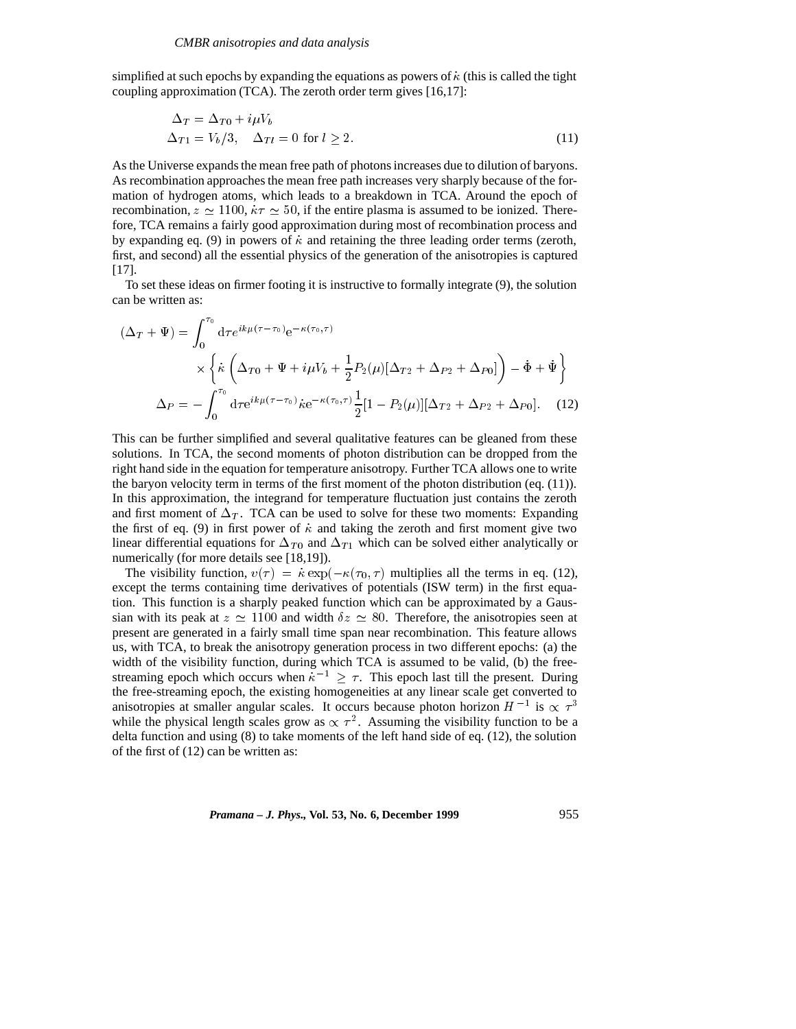simplified at such epochs by expanding the equations as powers of $\dot{\kappa}$ (this is called the tight coupling approximation (TCA). The zeroth order term gives [16,17]:

$$
\begin{aligned}
\Delta_T &= \Delta_{T0} + i\mu V_b \\
\Delta_{T1} &= V_b/3, \quad \Delta_{Tl} = 0 \text{ for } l \geq 2.
\end{aligned}
\tag{11}
$$

As the Universe expands the mean free path of photons increases due to dilution of baryons. As recombination approaches the mean free path increases very sharply because of the formation of hydrogen atoms, which leads to a breakdown in TCA. Around the epoch of recombination, $z \simeq 1100$, $\dot{\kappa}\tau \simeq 50$, if the entire plasma is assumed to be ionized. Therefore, TCA remains a fairly good approximation during most of recombination process and by expanding eq. (9) in powers of $\dot{\kappa}$ and retaining the three leading order terms (zeroth, first, and second) all the essential physics of the generation of the anisotropies is captured [17].

To set these ideas on firmer footing it is instructive to formally integrate (9), the solution can be written as:

$$
\begin{aligned}
(\Delta_T + \Psi) &= \int_0^{\tau_0} \mathrm{d}\tau e^{ik\mu(\tau-\tau_0)} \mathrm{e}^{-\kappa(\tau_0,\tau)} \\
&\quad \times \left\{ \dot{\kappa} \left( \Delta_{T0} + \Psi + i\mu V_b + \frac{1}{2} P_2(\mu)[\Delta_{T2} + \Delta_{P2} + \Delta_{P0}] \right) - \dot{\Phi} + \dot{\Psi} \right\} \\
\Delta_P &= -\int_0^{\tau_0} \mathrm{d}\tau \mathrm{e}^{ik\mu(\tau-\tau_0)} \dot{\kappa} \mathrm{e}^{-\kappa(\tau_0,\tau)} \frac{1}{2}[1 - P_2(\mu)][\Delta_{T2} + \Delta_{P2} + \Delta_{P0}].
\end{aligned}
\tag{12}
$$

This can be further simplified and several qualitative features can be gleaned from these solutions. In TCA, the second moments of photon distribution can be dropped from the right hand side in the equation for temperature anisotropy. Further TCA allows one to write the baryon velocity term in terms of the first moment of the photon distribution (eq. (11)). In this approximation, the integrand for temperature fluctuation just contains the zeroth and first moment of $\Delta_T$. TCA can be used to solve for these two moments: Expanding the first of eq. (9) in first power of $\dot{\kappa}$ and taking the zeroth and first moment give two linear differential equations for $\Delta_{T0}$ and $\Delta_{T1}$ which can be solved either analytically or numerically (for more details see [18,19]).

The visibility function, $v(\tau) = \dot{\kappa} \exp(-\kappa(\tau_0, \tau)$ multiplies all the terms in eq. (12), except the terms containing time derivatives of potentials (ISW term) in the first equation. This function is a sharply peaked function which can be approximated by a Gaussian with its peak at $z \simeq 1100$ and width $\delta z \simeq 80$. Therefore, the anisotropies seen at present are generated in a fairly small time span near recombination. This feature allows us, with TCA, to break the anisotropy generation process in two different epochs: (a) the width of the visibility function, during which TCA is assumed to be valid, (b) the free-streaming epoch which occurs when $\dot{\kappa}^{-1} \geq \tau$. This epoch last till the present. During the free-streaming epoch, the existing homogeneities at any linear scale get converted to anisotropies at smaller angular scales. It occurs because photon horizon $H^{-1}$ is $\propto \tau^3$ while the physical length scales grow as $\propto \tau^2$. Assuming the visibility function to be a delta function and using (8) to take moments of the left hand side of eq. (12), the solution of the first of (12) can be written as: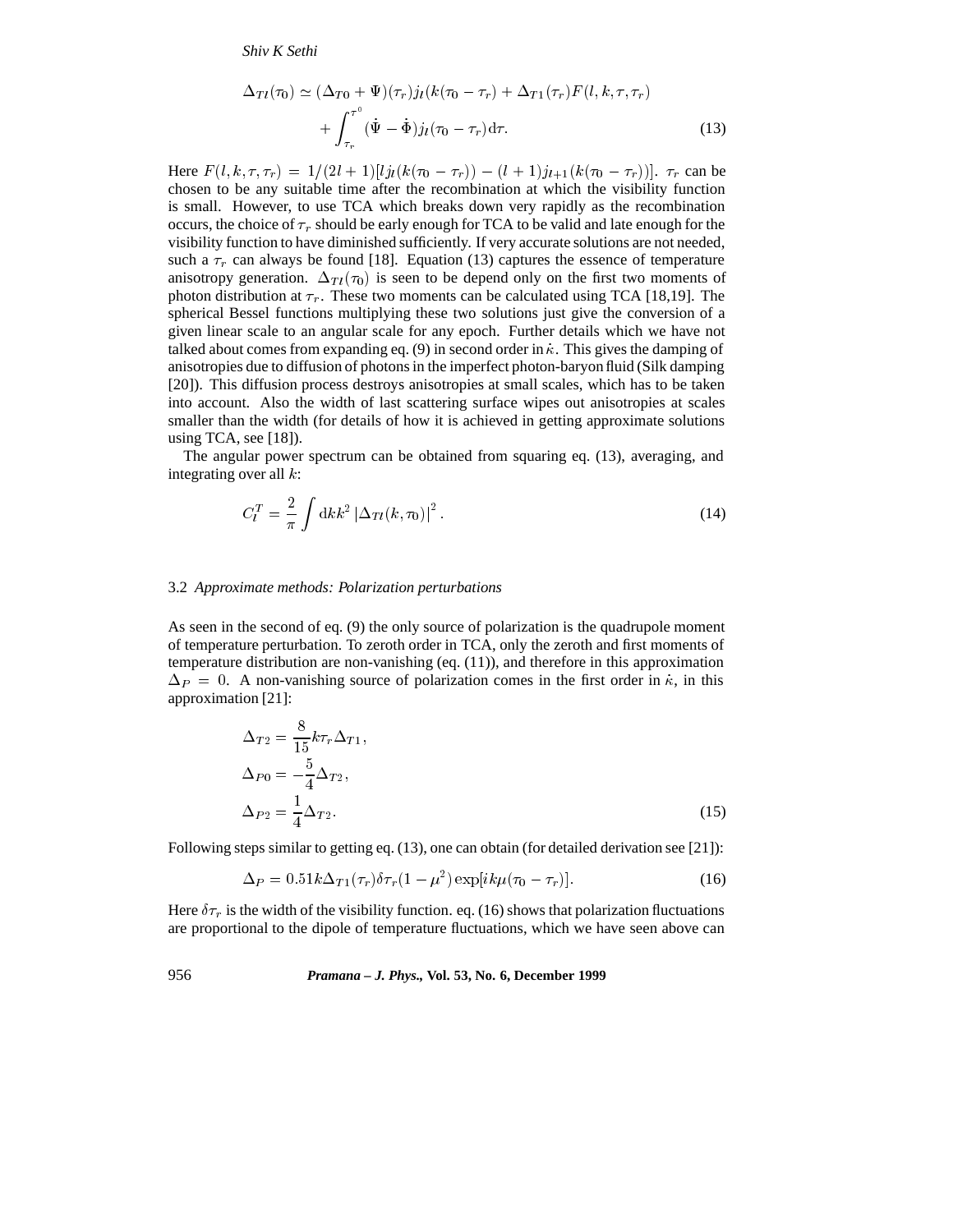$$\Delta_{Tl}(\tau_0) \simeq (\Delta_{T0} + \Psi)(\tau_r) j_l(k(\tau_0 - \tau_r)) + \Delta_{T1}(\tau_r) F(l, k, \tau, \tau_r) + \int_{\tau_r}^{\tau^0} (\dot{\Psi} - \dot{\Phi}) j_l(\tau_0 - \tau_r) \mathrm{d}\tau. \tag{13}$$

Here $F(l, k, \tau, \tau_r) = 1/(2l+1)[l j_l(k(\tau_0 - \tau_r)) - (l+1) j_{l+1}(k(\tau_0 - \tau_r))]$. $\tau_r$ can be chosen to be any suitable time after the recombination at which the visibility function is small. However, to use TCA which breaks down very rapidly as the recombination occurs, the choice of $\tau_r$ should be early enough for TCA to be valid and late enough for the visibility function to have diminished sufficiently. If very accurate solutions are not needed, such a $\tau_r$ can always be found [18]. Equation (13) captures the essence of temperature anisotropy generation. $\Delta_{Tl}(\tau_0)$ is seen to be depend only on the first two moments of photon distribution at $\tau_r$. These two moments can be calculated using TCA [18,19]. The spherical Bessel functions multiplying these two solutions just give the conversion of a given linear scale to an angular scale for any epoch. Further details which we have not talked about comes from expanding eq. (9) in second order in $\dot{\kappa}$. This gives the damping of anisotropies due to diffusion of photons in the imperfect photon-baryon fluid (Silk damping [20]). This diffusion process destroys anisotropies at small scales, which has to be taken into account. Also the width of last scattering surface wipes out anisotropies at scales smaller than the width (for details of how it is achieved in getting approximate solutions using TCA, see [18]).

The angular power spectrum can be obtained from squaring eq. (13), averaging, and integrating over all $k$:

$$C_l^T = \frac{2}{\pi} \int \mathrm{d}k k^2 \left| \Delta_{Tl}(k, \tau_0) \right|^2. \tag{14}$$

### 3.2 *Approximate methods: Polarization perturbations*

As seen in the second of eq. (9) the only source of polarization is the quadrupole moment of temperature perturbation. To zeroth order in TCA, only the zeroth and first moments of temperature distribution are non-vanishing (eq. (11)), and therefore in this approximation $\Delta_P = 0$. A non-vanishing source of polarization comes in the first order in $\dot{\kappa}$, in this approximation [21]:

$$\begin{aligned}
\Delta_{T2} &= \frac{8}{15} k \tau_r \Delta_{T1}, \\
\Delta_{P0} &= -\frac{5}{4} \Delta_{T2}, \\
\Delta_{P2} &= \frac{1}{4} \Delta_{T2}.
\end{aligned} \tag{15}$$

Following steps similar to getting eq. (13), one can obtain (for detailed derivation see [21]):

$$\Delta_P = 0.51 k \Delta_{T1}(\tau_r) \delta\tau_r (1 - \mu^2) \exp[ik\mu(\tau_0 - \tau_r)]. \tag{16}$$

Here $\delta\tau_r$ is the width of the visibility function. eq. (16) shows that polarization fluctuations are proportional to the dipole of temperature fluctuations, which we have seen above can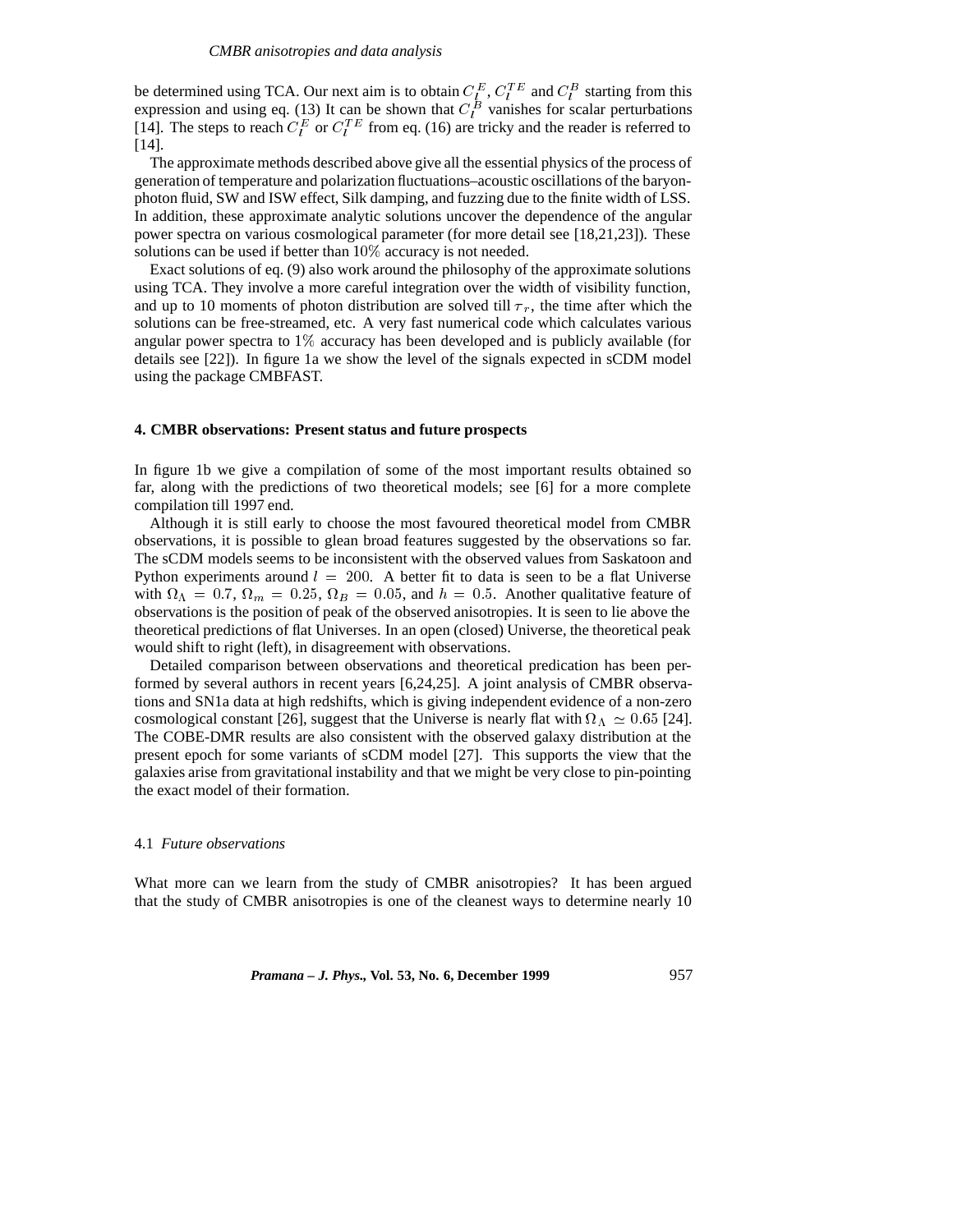be determined using TCA. Our next aim is to obtain $C_l^E$, $C_l^{TE}$ and $C_l^B$ starting from this expression and using eq. (13) It can be shown that $C_l^B$ vanishes for scalar perturbations [14]. The steps to reach $C_l^E$ or $C_l^{TE}$ from eq. (16) are tricky and the reader is referred to [14].

The approximate methods described above give all the essential physics of the process of generation of temperature and polarization fluctuations–acoustic oscillations of the baryon-photon fluid, SW and ISW effect, Silk damping, and fuzzing due to the finite width of LSS. In addition, these approximate analytic solutions uncover the dependence of the angular power spectra on various cosmological parameter (for more detail see [18,21,23]). These solutions can be used if better than $10\%$ accuracy is not needed.

Exact solutions of eq. (9) also work around the philosophy of the approximate solutions using TCA. They involve a more careful integration over the width of visibility function, and up to 10 moments of photon distribution are solved till $\tau_r$, the time after which the solutions can be free-streamed, etc. A very fast numerical code which calculates various angular power spectra to $1\%$ accuracy has been developed and is publicly available (for details see [22]). In figure 1a we show the level of the signals expected in sCDM model using the package CMBFAST.

## 4. CMBR observations: Present status and future prospects

In figure 1b we give a compilation of some of the most important results obtained so far, along with the predictions of two theoretical models; see [6] for a more complete compilation till 1997 end.

Although it is still early to choose the most favoured theoretical model from CMBR observations, it is possible to glean broad features suggested by the observations so far. The sCDM models seems to be inconsistent with the observed values from Saskatoon and Python experiments around $l = 200$. A better fit to data is seen to be a flat Universe with $\Omega_\Lambda = 0.7$, $\Omega_m = 0.25$, $\Omega_B = 0.05$, and $h = 0.5$. Another qualitative feature of observations is the position of peak of the observed anisotropies. It is seen to lie above the theoretical predictions of flat Universes. In an open (closed) Universe, the theoretical peak would shift to right (left), in disagreement with observations.

Detailed comparison between observations and theoretical predication has been performed by several authors in recent years [6,24,25]. A joint analysis of CMBR observations and SN1a data at high redshifts, which is giving independent evidence of a non-zero cosmological constant [26], suggest that the Universe is nearly flat with $\Omega_\Lambda \simeq 0.65$ [24]. The COBE-DMR results are also consistent with the observed galaxy distribution at the present epoch for some variants of sCDM model [27]. This supports the view that the galaxies arise from gravitational instability and that we might be very close to pin-pointing the exact model of their formation.

### 4.1 *Future observations*

What more can we learn from the study of CMBR anisotropies? It has been argued that the study of CMBR anisotropies is one of the cleanest ways to determine nearly 10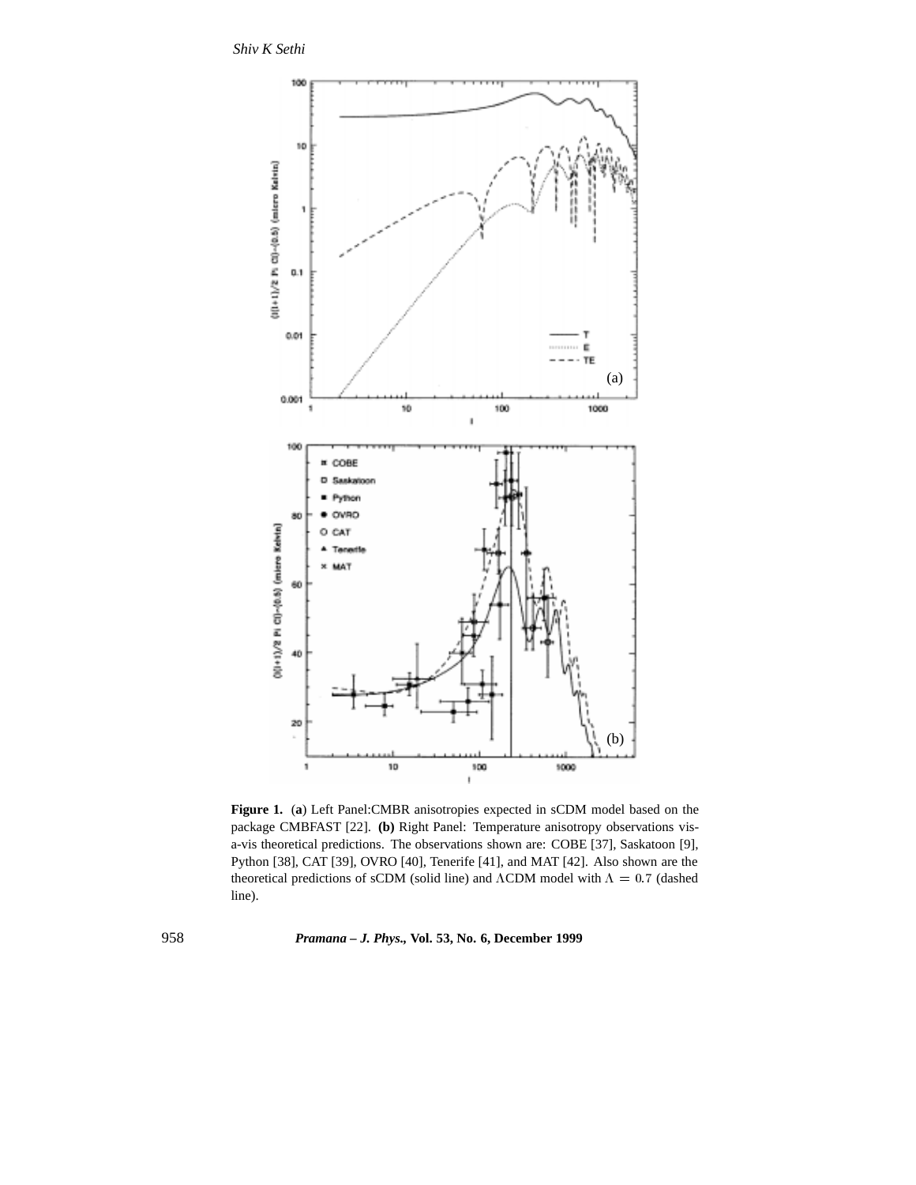**Figure 1.** (**a**) Left Panel:CMBR anisotropies expected in sCDM model based on the package CMBFAST [22]. **(b)** Right Panel: Temperature anisotropy observations vis-a-vis theoretical predictions. The observations shown are: COBE [37], Saskatoon [9], Python [38], CAT [39], OVRO [40], Tenerife [41], and MAT [42]. Also shown are the theoretical predictions of sCDM (solid line) and $\Lambda$CDM model with $\Lambda = 0.7$ (dashed line).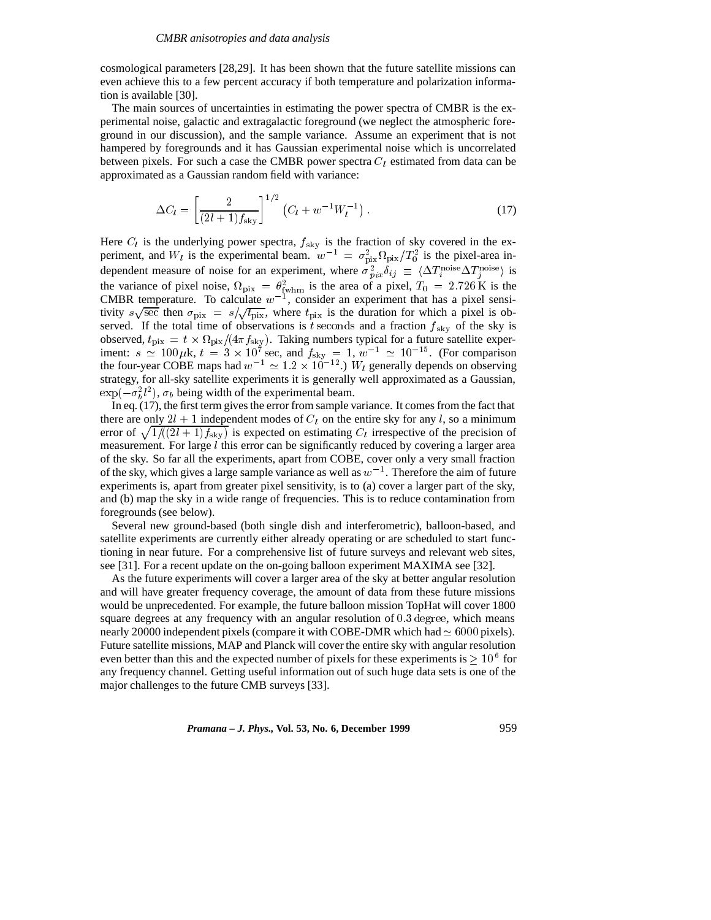cosmological parameters [28,29]. It has been shown that the future satellite missions can even achieve this to a few percent accuracy if both temperature and polarization information is available [30].

The main sources of uncertainties in estimating the power spectra of CMBR is the experimental noise, galactic and extragalactic foreground (we neglect the atmospheric foreground in our discussion), and the sample variance. Assume an experiment that is not hampered by foregrounds and it has Gaussian experimental noise which is uncorrelated between pixels. For such a case the CMBR power spectra $C_l$ estimated from data can be approximated as a Gaussian random field with variance:

$$\Delta C_l = \left[\frac{2}{(2l+1)f_{\rm sky}}\right]^{1/2} \left(C_l + w^{-1}W_l^{-1}\right) . \tag{17}$$

Here $C_l$ is the underlying power spectra, $f_{\rm sky}$ is the fraction of sky covered in the experiment, and $W_l$ is the experimental beam. $w^{-1} = \sigma_{\rm pix}^2 \Omega_{\rm pix}/T_0^2$ is the pixel-area independent measure of noise for an experiment, where $\sigma_{pix}^2 \delta_{ij} \equiv \langle \Delta T_i^{\rm noise} \Delta T_j^{\rm noise} \rangle$ is the variance of pixel noise, $\Omega_{\rm pix} = \theta_{\rm fwhm}^2$ is the area of a pixel, $T_0 = 2.726\,{\rm K}$ is the CMBR temperature. To calculate $w^{-1}$, consider an experiment that has a pixel sensitivity $s\sqrt{\rm sec}$ then $\sigma_{\rm pix} = s/\sqrt{t_{\rm pix}}$, where $t_{\rm pix}$ is the duration for which a pixel is observed. If the total time of observations is $t$ seconds and a fraction $f_{\rm sky}$ of the sky is observed, $t_{\rm pix} = t \times \Omega_{\rm pix}/(4\pi f_{\rm sky})$. Taking numbers typical for a future satellite experiment: $s \simeq 100\,\mu{\rm k}$, $t = 3 \times 10^7\,{\rm sec}$, and $f_{\rm sky} = 1$, $w^{-1} \simeq 10^{-15}$. (For comparison the four-year COBE maps had $w^{-1} \simeq 1.2 \times 10^{-12}$.) $W_l$ generally depends on observing strategy, for all-sky satellite experiments it is generally well approximated as a Gaussian, $\exp(-\sigma_b^2 l^2)$, $\sigma_b$ being width of the experimental beam.

In eq. (17), the first term gives the error from sample variance. It comes from the fact that there are only $2l+1$ independent modes of $C_l$ on the entire sky for any $l$, so a minimum error of $\sqrt{1/((2l+1)f_{\rm sky})}$ is expected on estimating $C_l$ irrespective of the precision of measurement. For large $l$ this error can be significantly reduced by covering a larger area of the sky. So far all the experiments, apart from COBE, cover only a very small fraction of the sky, which gives a large sample variance as well as $w^{-1}$. Therefore the aim of future experiments is, apart from greater pixel sensitivity, is to (a) cover a larger part of the sky, and (b) map the sky in a wide range of frequencies. This is to reduce contamination from foregrounds (see below).

Several new ground-based (both single dish and interferometric), balloon-based, and satellite experiments are currently either already operating or are scheduled to start functioning in near future. For a comprehensive list of future surveys and relevant web sites, see [31]. For a recent update on the on-going balloon experiment MAXIMA see [32].

As the future experiments will cover a larger area of the sky at better angular resolution and will have greater frequency coverage, the amount of data from these future missions would be unprecedented. For example, the future balloon mission TopHat will cover 1800 square degrees at any frequency with an angular resolution of $0.3\,{\rm degree}$, which means nearly 20000 independent pixels (compare it with COBE-DMR which had $\simeq 6000$ pixels). Future satellite missions, MAP and Planck will cover the entire sky with angular resolution even better than this and the expected number of pixels for these experiments is $\geq 10^6$ for any frequency channel. Getting useful information out of such huge data sets is one of the major challenges to the future CMB surveys [33].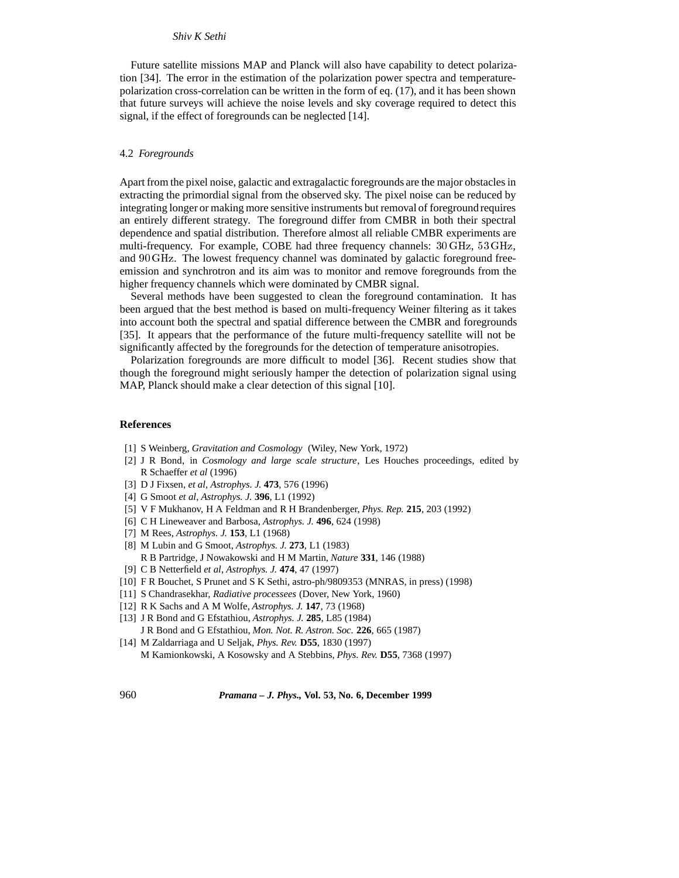Future satellite missions MAP and Planck will also have capability to detect polarization [34]. The error in the estimation of the polarization power spectra and temperature-polarization cross-correlation can be written in the form of eq. (17), and it has been shown that future surveys will achieve the noise levels and sky coverage required to detect this signal, if the effect of foregrounds can be neglected [14].

### 4.2 *Foregrounds*

Apart from the pixel noise, galactic and extragalactic foregrounds are the major obstacles in extracting the primordial signal from the observed sky. The pixel noise can be reduced by integrating longer or making more sensitive instruments but removal of foreground requires an entirely different strategy. The foreground differ from CMBR in both their spectral dependence and spatial distribution. Therefore almost all reliable CMBR experiments are multi-frequency. For example, COBE had three frequency channels: $30\,\text{GHz}$, $53\,\text{GHz}$, and $90\,\text{GHz}$. The lowest frequency channel was dominated by galactic foreground free-emission and synchrotron and its aim was to monitor and remove foregrounds from the higher frequency channels which were dominated by CMBR signal.

Several methods have been suggested to clean the foreground contamination. It has been argued that the best method is based on multi-frequency Weiner filtering as it takes into account both the spectral and spatial difference between the CMBR and foregrounds [35]. It appears that the performance of the future multi-frequency satellite will not be significantly affected by the foregrounds for the detection of temperature anisotropies.

Polarization foregrounds are more difficult to model [36]. Recent studies show that though the foreground might seriously hamper the detection of polarization signal using MAP, Planck should make a clear detection of this signal [10].

## References

[1] S Weinberg, *Gravitation and Cosmology* (Wiley, New York, 1972)

[2] J R Bond, in *Cosmology and large scale structure*, Les Houches proceedings, edited by R Schaeffer *et al* (1996)

[3] D J Fixsen, *et al*, *Astrophys. J.* **473**, 576 (1996)

[4] G Smoot *et al*, *Astrophys. J.* **396**, L1 (1992)

[5] V F Mukhanov, H A Feldman and R H Brandenberger, *Phys. Rep.* **215**, 203 (1992)

[6] C H Lineweaver and Barbosa, *Astrophys. J.* **496**, 624 (1998)

[7] M Rees, *Astrophys. J.* **153**, L1 (1968)

[8] M Lubin and G Smoot, *Astrophys. J.* **273**, L1 (1983)
R B Partridge, J Nowakowski and H M Martin, *Nature* **331**, 146 (1988)

[9] C B Netterfield *et al*, *Astrophys. J.* **474**, 47 (1997)

[10] F R Bouchet, S Prunet and S K Sethi, astro-ph/9809353 (MNRAS, in press) (1998)

[11] S Chandrasekhar, *Radiative processees* (Dover, New York, 1960)

[12] R K Sachs and A M Wolfe, *Astrophys. J.* **147**, 73 (1968)

[13] J R Bond and G Efstathiou, *Astrophys. J.* **285**, L85 (1984)
J R Bond and G Efstathiou, *Mon. Not. R. Astron. Soc.* **226**, 665 (1987)

[14] M Zaldarriaga and U Seljak, *Phys. Rev.* **D55**, 1830 (1997)
M Kamionkowski, A Kosowsky and A Stebbins, *Phys. Rev.* **D55**, 7368 (1997)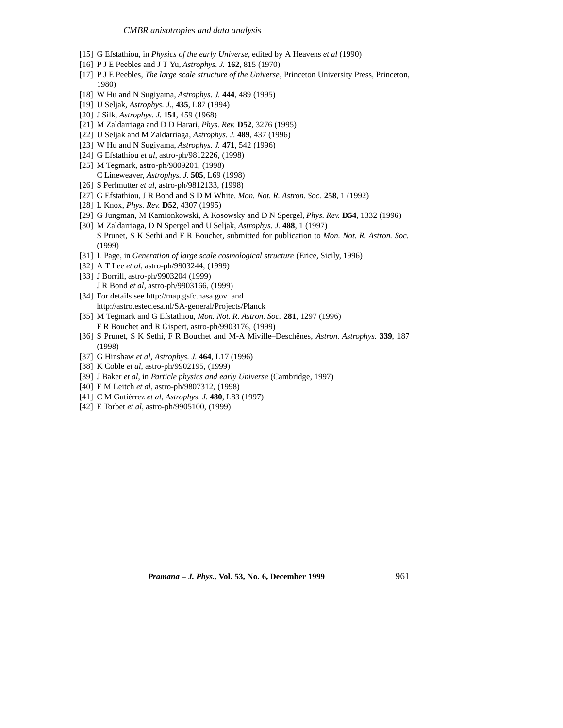[15] G Efstathiou, in *Physics of the early Universe*, edited by A Heavens *et al* (1990)

[16] P J E Peebles and J T Yu, *Astrophys. J.* **162**, 815 (1970)

[17] P J E Peebles, *The large scale structure of the Universe*, Princeton University Press, Princeton, 1980)

[18] W Hu and N Sugiyama, *Astrophys. J.* **444**, 489 (1995)

[19] U Seljak, *Astrophys. J.*, **435**, L87 (1994)

[20] J Silk, *Astrophys. J.* **151**, 459 (1968)

[21] M Zaldarriaga and D D Harari, *Phys. Rev.* **D52**, 3276 (1995)

[22] U Seljak and M Zaldarriaga, *Astrophys. J.* **489**, 437 (1996)

[23] W Hu and N Sugiyama, *Astrophys. J.* **471**, 542 (1996)

[24] G Efstathiou *et al*, astro-ph/9812226, (1998)

[25] M Tegmark, astro-ph/9809201, (1998)
C Lineweaver, *Astrophys. J.* **505**, L69 (1998)

[26] S Perlmutter *et al*, astro-ph/9812133, (1998)

[27] G Efstathiou, J R Bond and S D M White, *Mon. Not. R. Astron. Soc.* **258**, 1 (1992)

[28] L Knox, *Phys. Rev.* **D52**, 4307 (1995)

[29] G Jungman, M Kamionkowski, A Kosowsky and D N Spergel, *Phys. Rev.* **D54**, 1332 (1996)

[30] M Zaldarriaga, D N Spergel and U Seljak, *Astrophys. J.* **488**, 1 (1997)
S Prunet, S K Sethi and F R Bouchet, submitted for publication to *Mon. Not. R. Astron. Soc.* (1999)

[31] L Page, in *Generation of large scale cosmological structure* (Erice, Sicily, 1996)

[32] A T Lee *et al*, astro-ph/9903244, (1999)

[33] J Borrill, astro-ph/9903204 (1999)
J R Bond *et al*, astro-ph/9903166, (1999)

[34] For details see http://map.gsfc.nasa.gov and
http://astro.estec.esa.nl/SA-general/Projects/Planck

[35] M Tegmark and G Efstathiou, *Mon. Not. R. Astron. Soc.* **281**, 1297 (1996)
F R Bouchet and R Gispert, astro-ph/9903176, (1999)

[36] S Prunet, S K Sethi, F R Bouchet and M-A Miville–Deschênes, *Astron. Astrophys.* **339**, 187 (1998)

[37] G Hinshaw *et al*, *Astrophys. J.* **464**, L17 (1996)

[38] K Coble *et al*, astro-ph/9902195, (1999)

[39] J Baker *et al*, in *Particle physics and early Universe* (Cambridge, 1997)

[40] E M Leitch *et al*, astro-ph/9807312, (1998)

[41] C M Gutiérrez *et al*, *Astrophys. J.* **480**, L83 (1997)

[42] E Torbet *et al*, astro-ph/9905100, (1999)